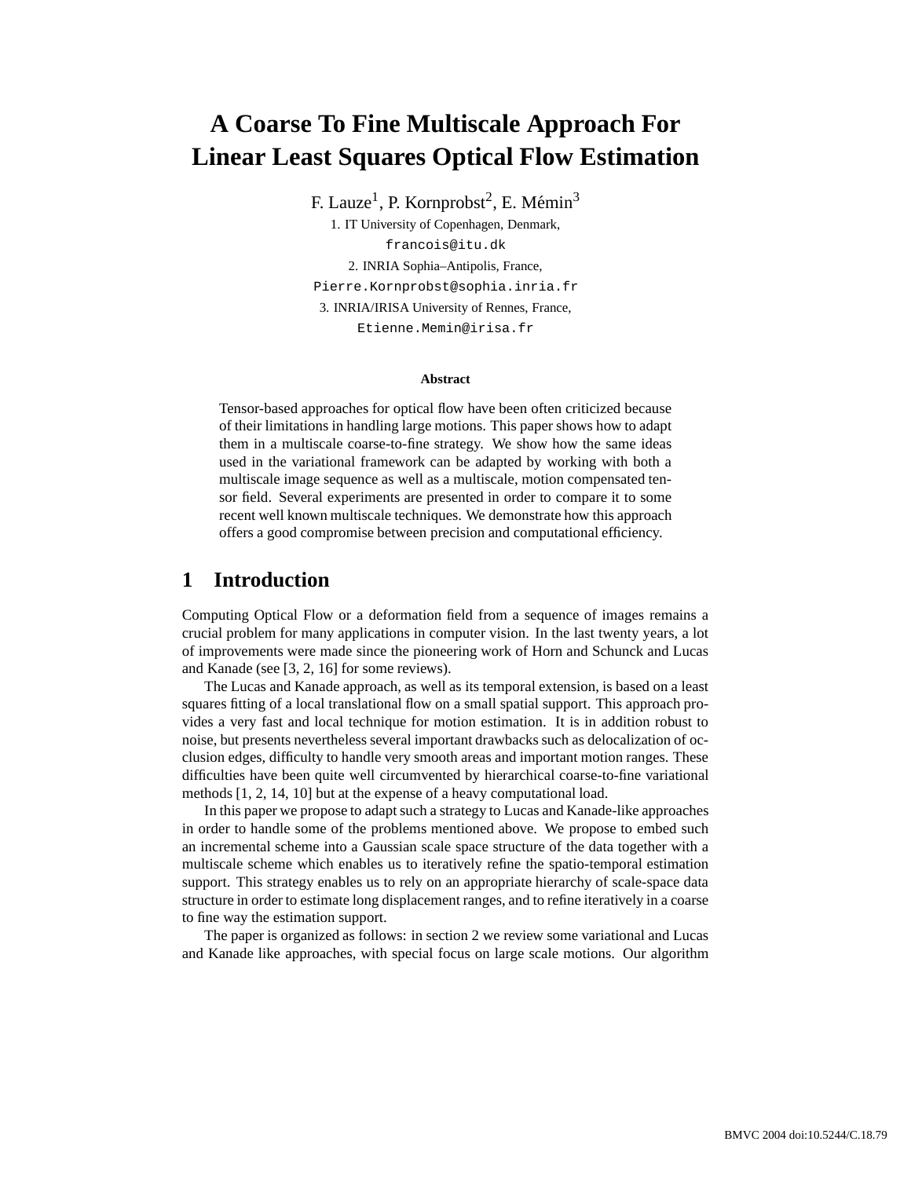# A Coarse To Fine Multiscale Approach For Linear Least Squares Optical Flow Estimation

F. Lauze[1], P. Kornprobst[2], E. Mémin[3]

1. IT University of Copenhagen, Denmark,
`francois@itu.dk`

2. INRIA Sophia–Antipolis, France,
`Pierre.Kornprobst@sophia.inria.fr`

3. INRIA/IRISA University of Rennes, France,
`Etienne.Memin@irisa.fr`

**Abstract**

Tensor-based approaches for optical flow have been often criticized because of their limitations in handling large motions. This paper shows how to adapt them in a multiscale coarse-to-fine strategy. We show how the same ideas used in the variational framework can be adapted by working with both a multiscale image sequence as well as a multiscale, motion compensated tensor field. Several experiments are presented in order to compare it to some recent well known multiscale techniques. We demonstrate how this approach offers a good compromise between precision and computational efficiency.

## 1 Introduction

Computing Optical Flow or a deformation field from a sequence of images remains a crucial problem for many applications in computer vision. In the last twenty years, a lot of improvements were made since the pioneering work of Horn and Schunck and Lucas and Kanade (see [3, 2, 16] for some reviews).

The Lucas and Kanade approach, as well as its temporal extension, is based on a least squares fitting of a local translational flow on a small spatial support. This approach provides a very fast and local technique for motion estimation. It is in addition robust to noise, but presents nevertheless several important drawbacks such as delocalization of occlusion edges, difficulty to handle very smooth areas and important motion ranges. These difficulties have been quite well circumvented by hierarchical coarse-to-fine variational methods [1, 2, 14, 10] but at the expense of a heavy computational load.

In this paper we propose to adapt such a strategy to Lucas and Kanade-like approaches in order to handle some of the problems mentioned above. We propose to embed such an incremental scheme into a Gaussian scale space structure of the data together with a multiscale scheme which enables us to iteratively refine the spatio-temporal estimation support. This strategy enables us to rely on an appropriate hierarchy of scale-space data structure in order to estimate long displacement ranges, and to refine iteratively in a coarse to fine way the estimation support.

The paper is organized as follows: in section 2 we review some variational and Lucas and Kanade like approaches, with special focus on large scale motions. Our algorithm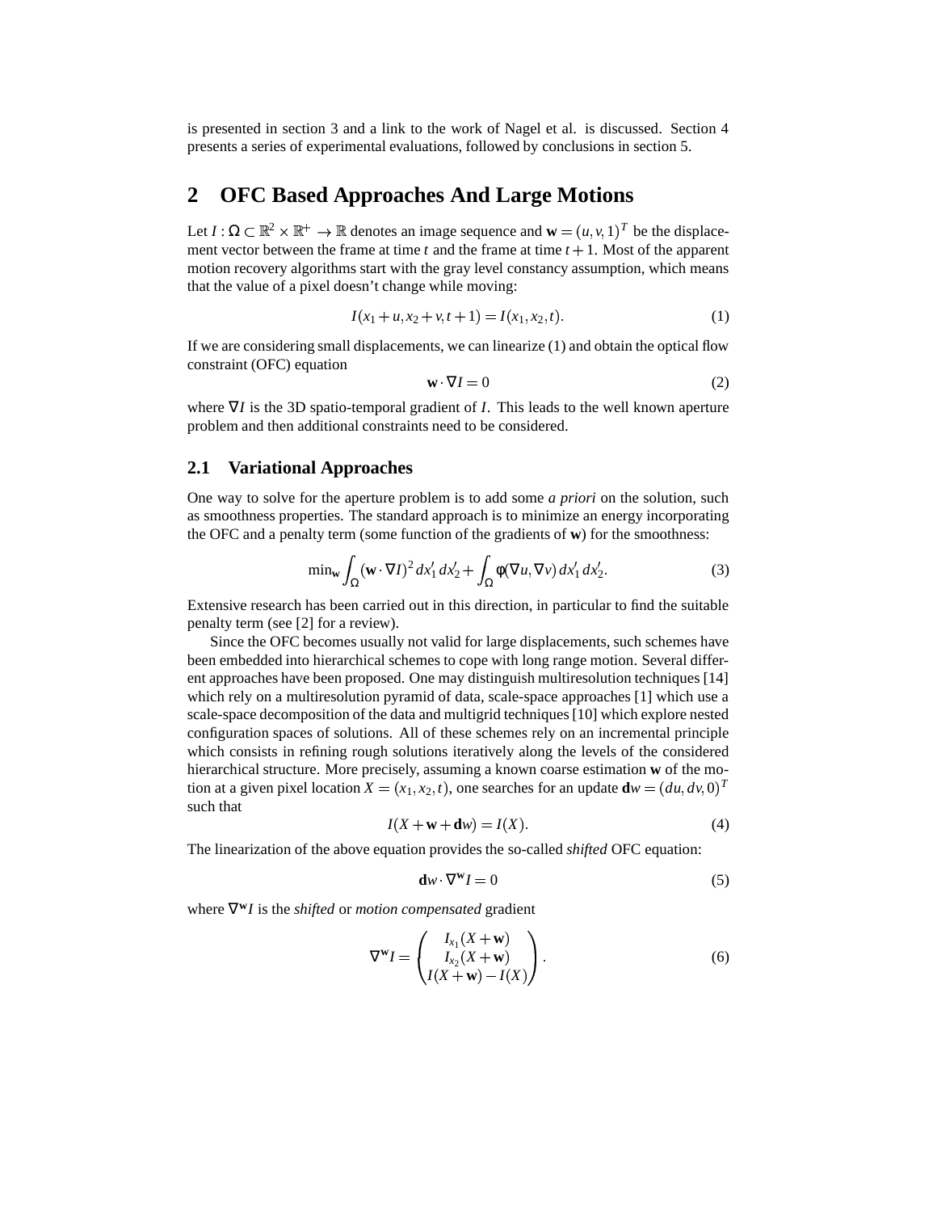is presented in section 3 and a link to the work of Nagel et al. is discussed. Section 4 presents a series of experimental evaluations, followed by conclusions in section 5.

## 2 OFC Based Approaches And Large Motions

Let $I : \Omega \subset \mathbb{R}^2 \times \mathbb{R}^+ \to \mathbb{R}$ denotes an image sequence and $\mathbf{w} = (u, v, 1)^T$ be the displacement vector between the frame at time $t$ and the frame at time $t+1$. Most of the apparent motion recovery algorithms start with the gray level constancy assumption, which means that the value of a pixel doesn't change while moving:

$$I(x_1 + u, x_2 + v, t + 1) = I(x_1, x_2, t). \tag{1}$$

If we are considering small displacements, we can linearize (1) and obtain the optical flow constraint (OFC) equation

$$\mathbf{w} \cdot \nabla I = 0 \tag{2}$$

where $\nabla I$ is the 3D spatio-temporal gradient of $I$. This leads to the well known aperture problem and then additional constraints need to be considered.

### 2.1 Variational Approaches

One way to solve for the aperture problem is to add some *a priori* on the solution, such as smoothness properties. The standard approach is to minimize an energy incorporating the OFC and a penalty term (some function of the gradients of $\mathbf{w}$) for the smoothness:

$$\min_{\mathbf{w}} \int_{\Omega} (\mathbf{w} \cdot \nabla I)^2 \, dx_1' \, dx_2' + \int_{\Omega} \varphi(\nabla u, \nabla v) \, dx_1' \, dx_2'. \tag{3}$$

Extensive research has been carried out in this direction, in particular to find the suitable penalty term (see [2] for a review).

Since the OFC becomes usually not valid for large displacements, such schemes have been embedded into hierarchical schemes to cope with long range motion. Several different approaches have been proposed. One may distinguish multiresolution techniques [14] which rely on a multiresolution pyramid of data, scale-space approaches [1] which use a scale-space decomposition of the data and multigrid techniques [10] which explore nested configuration spaces of solutions. All of these schemes rely on an incremental principle which consists in refining rough solutions iteratively along the levels of the considered hierarchical structure. More precisely, assuming a known coarse estimation $\mathbf{w}$ of the motion at a given pixel location $X = (x_1, x_2, t)$, one searches for an update $\mathbf{d}w = (du, dv, 0)^T$ such that

$$I(X + \mathbf{w} + \mathbf{d}w) = I(X). \tag{4}$$

The linearization of the above equation provides the so-called *shifted* OFC equation:

$$\mathbf{d}w \cdot \nabla^{\mathbf{w}} I = 0 \tag{5}$$

where $\nabla^{\mathbf{w}} I$ is the *shifted* or *motion compensated* gradient

$$\nabla^{\mathbf{w}} I = \begin{pmatrix} I_{x_1}(X + \mathbf{w}) \\ I_{x_2}(X + \mathbf{w}) \\ I(X + \mathbf{w}) - I(X) \end{pmatrix}. \tag{6}$$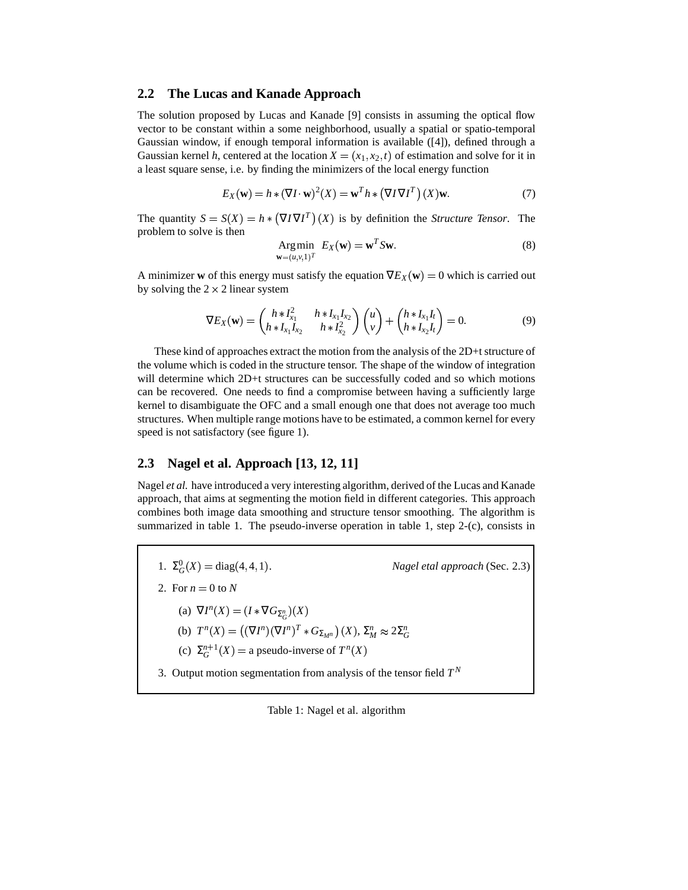## 2.2 The Lucas and Kanade Approach

The solution proposed by Lucas and Kanade [9] consists in assuming the optical flow vector to be constant within a some neighborhood, usually a spatial or spatio-temporal Gaussian window, if enough temporal information is available ([4]), defined through a Gaussian kernel $h$, centered at the location $X = (x_1, x_2, t)$ of estimation and solve for it in a least square sense, i.e. by finding the minimizers of the local energy function

$$E_X(\mathbf{w}) = h * (\nabla I \cdot \mathbf{w})^2(X) = \mathbf{w}^T h * \left(\nabla I \nabla I^T\right)(X)\mathbf{w}. \tag{7}$$

The quantity $S = S(X) = h * \left(\nabla I \nabla I^T\right)(X)$ is by definition the *Structure Tensor*. The problem to solve is then

$$\underset{\mathbf{w}=(u,v,1)^T}{\operatorname{Arg\,min}} \; E_X(\mathbf{w}) = \mathbf{w}^T S \mathbf{w}. \tag{8}$$

A minimizer $\mathbf{w}$ of this energy must satisfy the equation $\nabla E_X(\mathbf{w}) = 0$ which is carried out by solving the $2 \times 2$ linear system

$$\nabla E_X(\mathbf{w}) = \begin{pmatrix} h * I_{x_1}^2 & h * I_{x_1} I_{x_2} \\ h * I_{x_1} I_{x_2} & h * I_{x_2}^2 \end{pmatrix} \begin{pmatrix} u \\ v \end{pmatrix} + \begin{pmatrix} h * I_{x_1} I_t \\ h * I_{x_2} I_t \end{pmatrix} = 0. \tag{9}$$

These kind of approaches extract the motion from the analysis of the 2D+t structure of the volume which is coded in the structure tensor. The shape of the window of integration will determine which 2D+t structures can be successfully coded and so which motions can be recovered. One needs to find a compromise between having a sufficiently large kernel to disambiguate the OFC and a small enough one that does not average too much structures. When multiple range motions have to be estimated, a common kernel for every speed is not satisfactory (see figure 1).

## 2.3 Nagel et al. Approach [13, 12, 11]

Nagel *et al.* have introduced a very interesting algorithm, derived of the Lucas and Kanade approach, that aims at segmenting the motion field in different categories. This approach combines both image data smoothing and structure tensor smoothing. The algorithm is summarized in table 1. The pseudo-inverse operation in table 1, step 2-(c), consists in

---

1. $\Sigma_G^0(X) = \operatorname{diag}(4, 4, 1)$. *Nagel etal approach* (Sec. 2.3)
2. For $n = 0$ to $N$
   (a) $\nabla I^n(X) = (I * \nabla G_{\Sigma_G^n})(X)$
   (b) $T^n(X) = \left((\nabla I^n)(\nabla I^n)^T * G_{\Sigma_{M^n}}\right)(X)$, $\Sigma_M^n \approx 2\Sigma_G^n$
   (c) $\Sigma_G^{n+1}(X) =$ a pseudo-inverse of $T^n(X)$
3. Output motion segmentation from analysis of the tensor field $T^N$

---

Table 1: Nagel et al. algorithm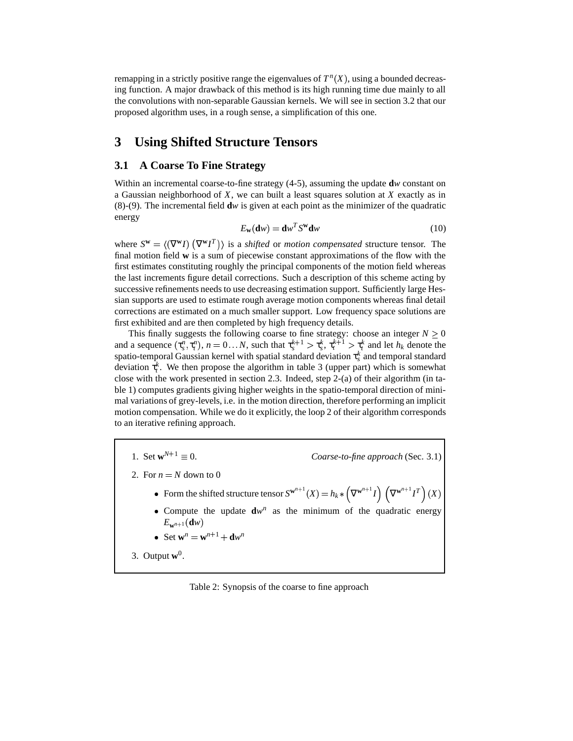remapping in a strictly positive range the eigenvalues of $T^n(X)$, using a bounded decreasing function. A major drawback of this method is its high running time due mainly to all the convolutions with non-separable Gaussian kernels. We will see in section 3.2 that our proposed algorithm uses, in a rough sense, a simplification of this one.

# 3 Using Shifted Structure Tensors

## 3.1 A Coarse To Fine Strategy

Within an incremental coarse-to-fine strategy (4-5), assuming the update $\mathbf{d}w$ constant on a Gaussian neighborhood of $X$, we can built a least squares solution at $X$ exactly as in (8)-(9). The incremental field $\mathbf{d}w$ is given at each point as the minimizer of the quadratic energy

$$E_{\mathbf{w}}(\mathbf{d}w) = \mathbf{d}w^T S^{\mathbf{w}} \mathbf{d}w \tag{10}$$

where $S^{\mathbf{w}} = \langle (\nabla^{\mathbf{w}} I) \left( \nabla^{\mathbf{w}} I^T \right) \rangle$ is a *shifted* or *motion compensated* structure tensor. The final motion field $\mathbf{w}$ is a sum of piecewise constant approximations of the flow with the first estimates constituting roughly the principal components of the motion field whereas the last increments figure detail corrections. Such a description of this scheme acting by successive refinements needs to use decreasing estimation support. Sufficiently large Hessian supports are used to estimate rough average motion components whereas final detail corrections are estimated on a much smaller support. Low frequency space solutions are first exhibited and are then completed by high frequency details.

This finally suggests the following coarse to fine strategy: choose an integer $N \geq 0$ and a sequence $(\tau_s^n, \tau_t^n)$, $n = 0 \dots N$, such that $\tau_s^{k+1} > \tau_s^k$, $\tau_t^{k+1} > \tau_t^k$ and let $h_k$ denote the spatio-temporal Gaussian kernel with spatial standard deviation $\tau_s^k$ and temporal standard deviation $\tau_t^k$. We then propose the algorithm in table 3 (upper part) which is somewhat close with the work presented in section 2.3. Indeed, step 2-(a) of their algorithm (in table 1) computes gradients giving higher weights in the spatio-temporal direction of minimal variations of grey-levels, i.e. in the motion direction, therefore performing an implicit motion compensation. While we do it explicitly, the loop 2 of their algorithm corresponds to an iterative refining approach.

| |
|---|
| 1. Set $\mathbf{w}^{N+1} \equiv 0$. *Coarse-to-fine approach* (Sec. 3.1) |
| 2. For $n = N$ down to 0 |
| • Form the shifted structure tensor $S^{\mathbf{w}^{n+1}}(X) = h_k * \left(\nabla^{\mathbf{w}^{n+1}} I\right) \left(\nabla^{\mathbf{w}^{n+1}} I^T\right)(X)$ |
| • Compute the update $\mathbf{d}w^n$ as the minimum of the quadratic energy $E_{\mathbf{w}^{n+1}}(\mathbf{d}w)$ |
| • Set $\mathbf{w}^n = \mathbf{w}^{n+1} + \mathbf{d}w^n$ |
| 3. Output $\mathbf{w}^0$. |

Table 2: Synopsis of the coarse to fine approach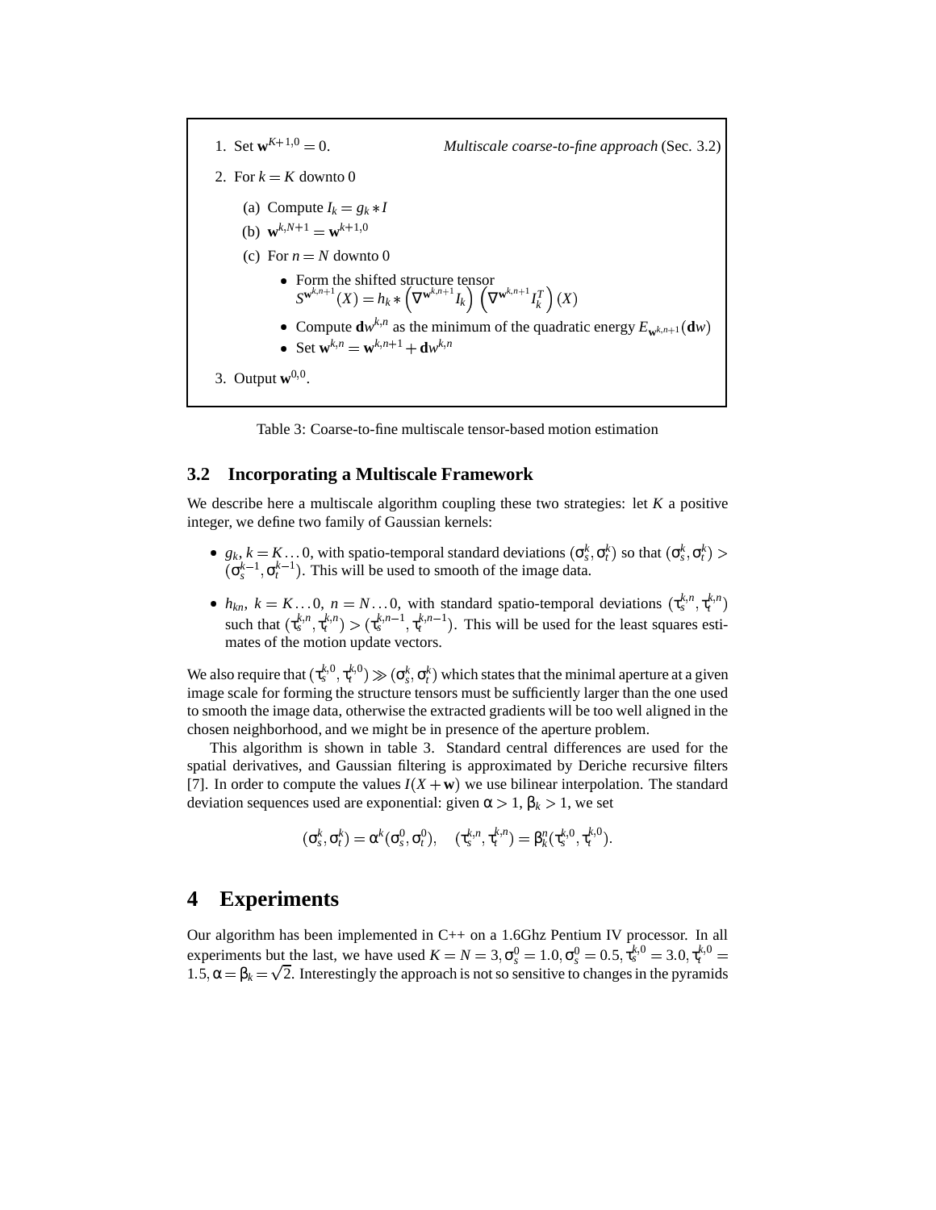1. Set $\mathbf{w}^{K+1,0} = 0$. *Multiscale coarse-to-fine approach* (Sec. 3.2)
2. For $k = K$ downto 0
   (a) Compute $I_k = g_k * I$
   (b) $\mathbf{w}^{k,N+1} = \mathbf{w}^{k+1,0}$
   (c) For $n = N$ downto 0
   - Form the shifted structure tensor $S^{\mathbf{w}^{k,n+1}}(X) = h_k * \left(\nabla^{\mathbf{w}^{k,n+1}} I_k\right)\left(\nabla^{\mathbf{w}^{k,n+1}} I_k^T\right)(X)$
   - Compute $\mathbf{d}w^{k,n}$ as the minimum of the quadratic energy $E_{\mathbf{w}^{k,n+1}}(\mathbf{d}w)$
   - Set $\mathbf{w}^{k,n} = \mathbf{w}^{k,n+1} + \mathbf{d}w^{k,n}$
3. Output $\mathbf{w}^{0,0}$.

Table 3: Coarse-to-fine multiscale tensor-based motion estimation

### 3.2 Incorporating a Multiscale Framework

We describe here a multiscale algorithm coupling these two strategies: let $K$ a positive integer, we define two family of Gaussian kernels:

- $g_k$, $k = K \dots 0$, with spatio-temporal standard deviations $(\sigma_s^k, \sigma_t^k)$ so that $(\sigma_s^k, \sigma_t^k) > (\sigma_s^{k-1}, \sigma_t^{k-1})$. This will be used to smooth of the image data.
- $h_{kn}$, $k = K \dots 0$, $n = N \dots 0$, with standard spatio-temporal deviations $(\tau_s^{k,n}, \tau_t^{k,n})$ such that $(\tau_s^{k,n}, \tau_t^{k,n}) > (\tau_s^{k,n-1}, \tau_t^{k,n-1})$. This will be used for the least squares estimates of the motion update vectors.

We also require that $(\tau_s^{k,0}, \tau_t^{k,0}) \gg (\sigma_s^k, \sigma_t^k)$ which states that the minimal aperture at a given image scale for forming the structure tensors must be sufficiently larger than the one used to smooth the image data, otherwise the extracted gradients will be too well aligned in the chosen neighborhood, and we might be in presence of the aperture problem.

This algorithm is shown in table 3. Standard central differences are used for the spatial derivatives, and Gaussian filtering is approximated by Deriche recursive filters [7]. In order to compute the values $I(X + \mathbf{w})$ we use bilinear interpolation. The standard deviation sequences used are exponential: given $\alpha > 1$, $\beta_k > 1$, we set

$$(\sigma_s^k, \sigma_t^k) = \alpha^k (\sigma_s^0, \sigma_t^0), \quad (\tau_s^{k,n}, \tau_t^{k,n}) = \beta_k^n (\tau_s^{k,0}, \tau_t^{k,0}).$$

## 4 Experiments

Our algorithm has been implemented in C++ on a 1.6Ghz Pentium IV processor. In all experiments but the last, we have used $K = N = 3$, $\sigma_s^0 = 1.0$, $\sigma_s^0 = 0.5$, $\tau_s^{k,0} = 3.0$, $\tau_t^{k,0} = 1.5$, $\alpha = \beta_k = \sqrt{2}$. Interestingly the approach is not so sensitive to changes in the pyramids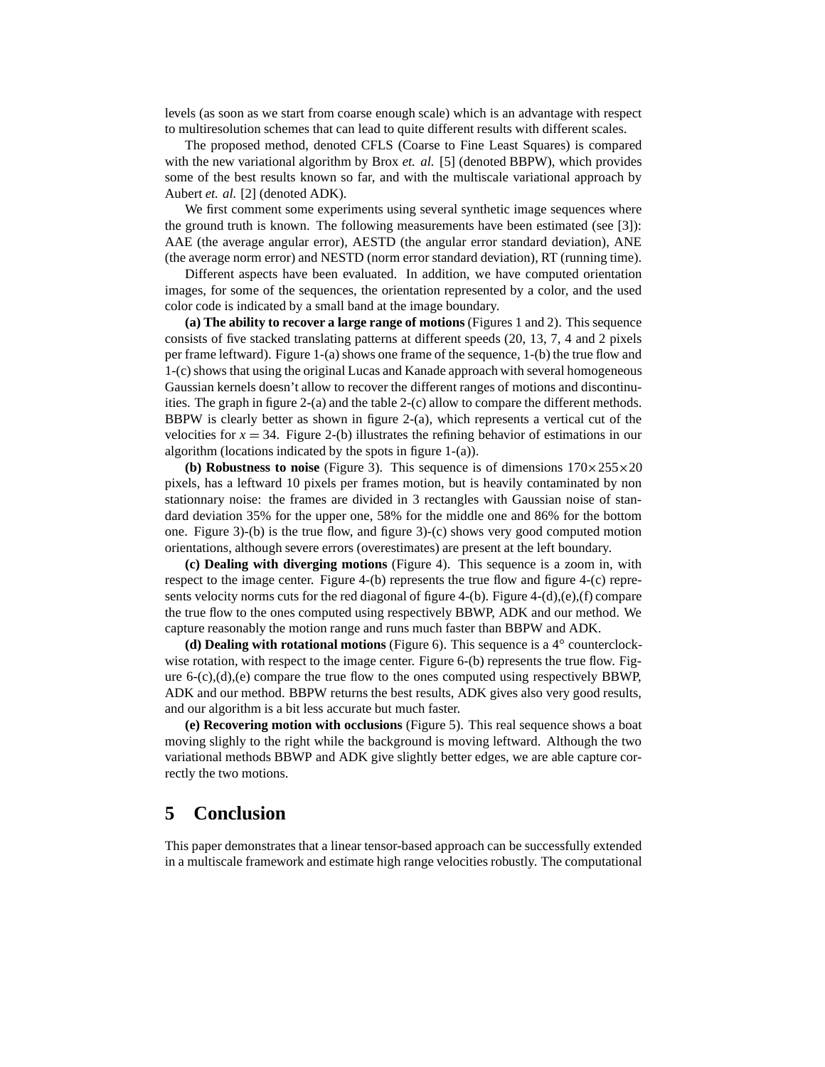levels (as soon as we start from coarse enough scale) which is an advantage with respect to multiresolution schemes that can lead to quite different results with different scales.

The proposed method, denoted CFLS (Coarse to Fine Least Squares) is compared with the new variational algorithm by Brox *et. al.* [5] (denoted BBPW), which provides some of the best results known so far, and with the multiscale variational approach by Aubert *et. al.* [2] (denoted ADK).

We first comment some experiments using several synthetic image sequences where the ground truth is known. The following measurements have been estimated (see [3]): AAE (the average angular error), AESTD (the angular error standard deviation), ANE (the average norm error) and NESTD (norm error standard deviation), RT (running time).

Different aspects have been evaluated. In addition, we have computed orientation images, for some of the sequences, the orientation represented by a color, and the used color code is indicated by a small band at the image boundary.

**(a) The ability to recover a large range of motions** (Figures 1 and 2). This sequence consists of five stacked translating patterns at different speeds (20, 13, 7, 4 and 2 pixels per frame leftward). Figure 1-(a) shows one frame of the sequence, 1-(b) the true flow and 1-(c) shows that using the original Lucas and Kanade approach with several homogeneous Gaussian kernels doesn't allow to recover the different ranges of motions and discontinuities. The graph in figure 2-(a) and the table 2-(c) allow to compare the different methods. BBPW is clearly better as shown in figure 2-(a), which represents a vertical cut of the velocities for $x = 34$. Figure 2-(b) illustrates the refining behavior of estimations in our algorithm (locations indicated by the spots in figure 1-(a)).

**(b) Robustness to noise** (Figure 3). This sequence is of dimensions $170 \times 255 \times 20$ pixels, has a leftward 10 pixels per frames motion, but is heavily contaminated by non stationnary noise: the frames are divided in 3 rectangles with Gaussian noise of standard deviation 35% for the upper one, 58% for the middle one and 86% for the bottom one. Figure 3)-(b) is the true flow, and figure 3)-(c) shows very good computed motion orientations, although severe errors (overestimates) are present at the left boundary.

**(c) Dealing with diverging motions** (Figure 4). This sequence is a zoom in, with respect to the image center. Figure 4-(b) represents the true flow and figure 4-(c) represents velocity norms cuts for the red diagonal of figure 4-(b). Figure 4-(d),(e),(f) compare the true flow to the ones computed using respectively BBWP, ADK and our method. We capture reasonably the motion range and runs much faster than BBPW and ADK.

**(d) Dealing with rotational motions** (Figure 6). This sequence is a 4° counterclockwise rotation, with respect to the image center. Figure 6-(b) represents the true flow. Figure 6-(c),(d),(e) compare the true flow to the ones computed using respectively BBWP, ADK and our method. BBPW returns the best results, ADK gives also very good results, and our algorithm is a bit less accurate but much faster.

**(e) Recovering motion with occlusions** (Figure 5). This real sequence shows a boat moving slighly to the right while the background is moving leftward. Although the two variational methods BBWP and ADK give slightly better edges, we are able capture correctly the two motions.

# 5 Conclusion

This paper demonstrates that a linear tensor-based approach can be successfully extended in a multiscale framework and estimate high range velocities robustly. The computational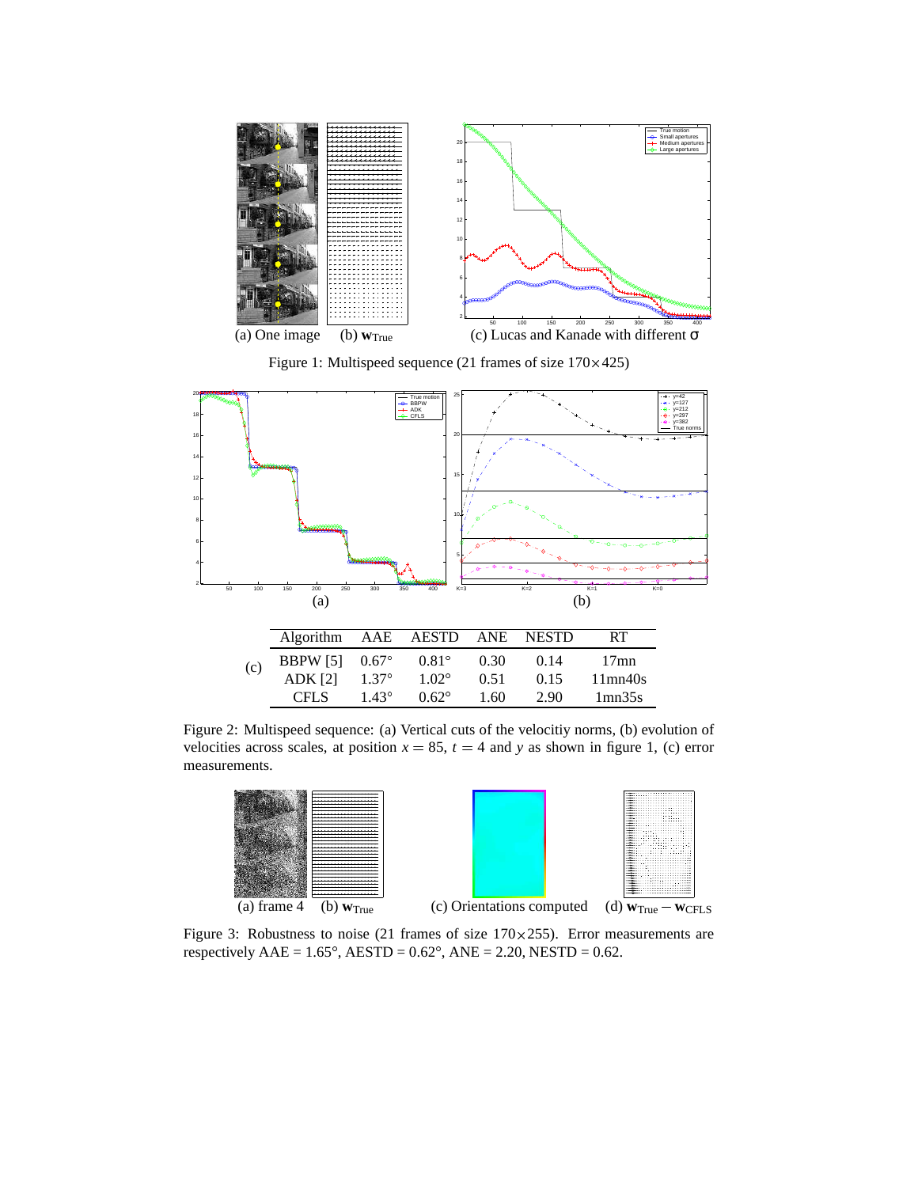(a) One image (b) $\mathbf{w}_{\text{True}}$ (c) Lucas and Kanade with different $\sigma$

Figure 1: Multispeed sequence (21 frames of size $170\times425$)

(a) (b)

(c)

| Algorithm | AAE | AESTD | ANE | NESTD | RT |
|---|---|---|---|---|---|
| BBPW [5] | 0.67° | 0.81° | 0.30 | 0.14 | 17mn |
| ADK [2] | 1.37° | 1.02° | 0.51 | 0.15 | 11mn40s |
| CFLS | 1.43° | 0.62° | 1.60 | 2.90 | 1mn35s |

Figure 2: Multispeed sequence: (a) Vertical cuts of the velocitiy norms, (b) evolution of velocities across scales, at position $x = 85$, $t = 4$ and $y$ as shown in figure 1, (c) error measurements.

(a) frame 4 (b) $\mathbf{w}_{\text{True}}$ (c) Orientations computed (d) $\mathbf{w}_{\text{True}} - \mathbf{w}_{\text{CFLS}}$

Figure 3: Robustness to noise (21 frames of size $170\times255$). Error measurements are respectively AAE = 1.65°, AESTD = 0.62°, ANE = 2.20, NESTD = 0.62.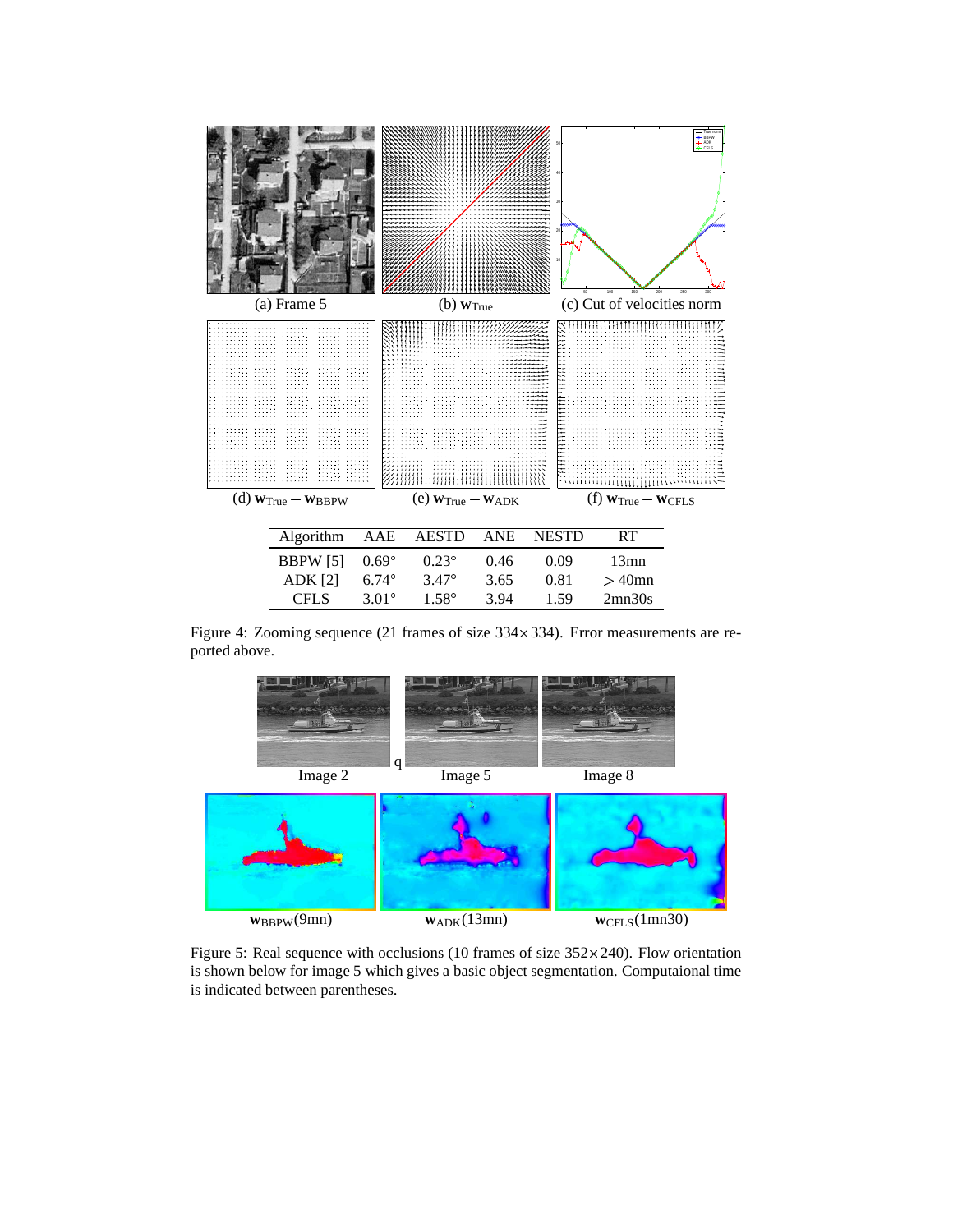(a) Frame 5

(b) $\mathbf{w}_{\text{True}}$

(c) Cut of velocities norm

(d) $\mathbf{w}_{\text{True}} - \mathbf{w}_{\text{BBPW}}$

(e) $\mathbf{w}_{\text{True}} - \mathbf{w}_{\text{ADK}}$

(f) $\mathbf{w}_{\text{True}} - \mathbf{w}_{\text{CFLS}}$

| Algorithm | AAE | AESTD | ANE | NESTD | RT |
|---|---|---|---|---|---|
| BBPW [5] | 0.69° | 0.23° | 0.46 | 0.09 | 13mn |
| ADK [2] | 6.74° | 3.47° | 3.65 | 0.81 | > 40mn |
| CFLS | 3.01° | 1.58° | 3.94 | 1.59 | 2mn30s |

Figure 4: Zooming sequence (21 frames of size 334×334). Error measurements are reported above.

Image 2 q Image 5 Image 8

$\mathbf{w}_{\text{BBPW}}$(9mn) $\mathbf{w}_{\text{ADK}}$(13mn) $\mathbf{w}_{\text{CFLS}}$(1mn30)

Figure 5: Real sequence with occlusions (10 frames of size 352×240). Flow orientation is shown below for image 5 which gives a basic object segmentation. Computaional time is indicated between parentheses.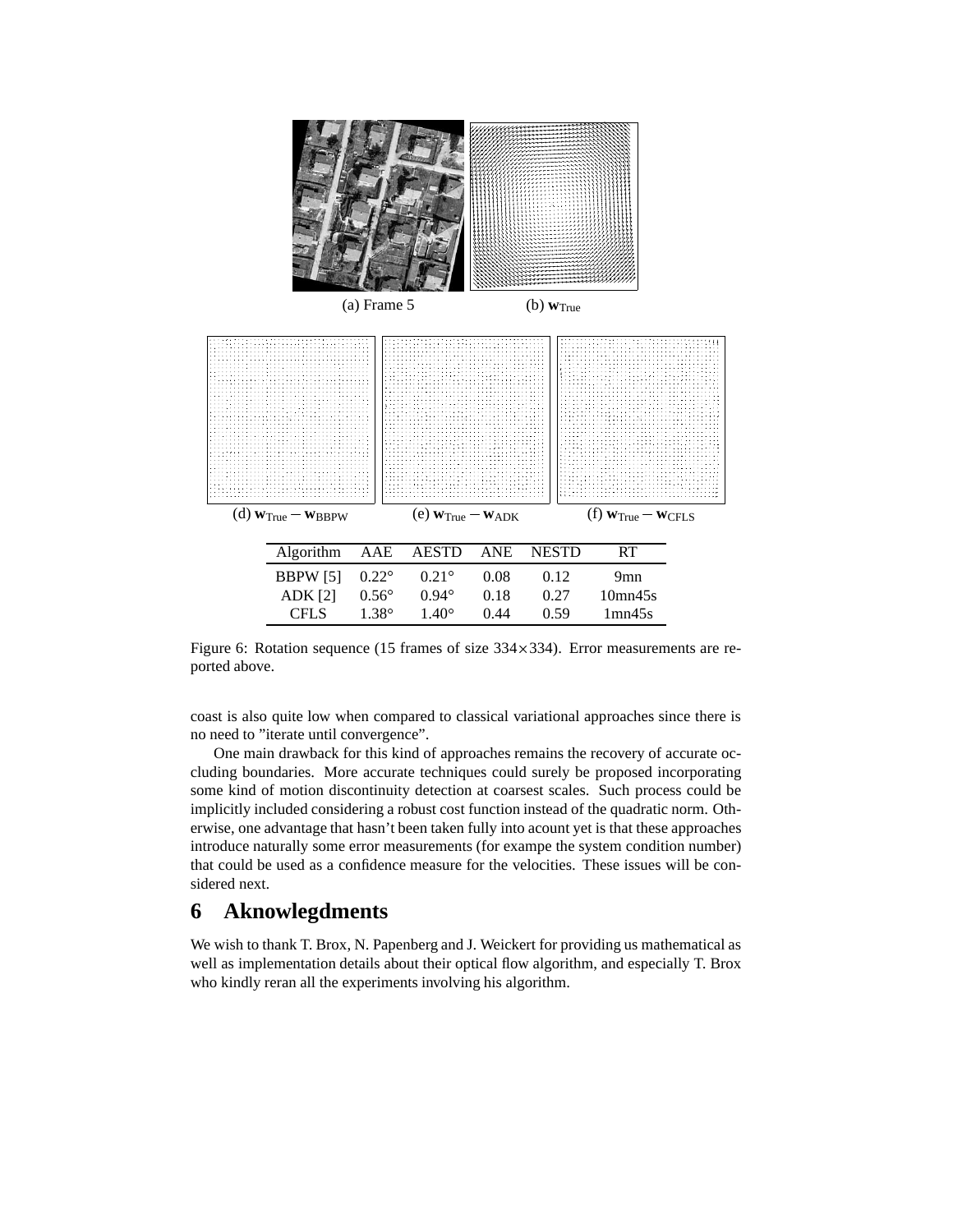(a) Frame 5 (b) $\mathbf{w}_{\text{True}}$

(d) $\mathbf{w}_{\text{True}} - \mathbf{w}_{\text{BBPW}}$ (e) $\mathbf{w}_{\text{True}} - \mathbf{w}_{\text{ADK}}$ (f) $\mathbf{w}_{\text{True}} - \mathbf{w}_{\text{CFLS}}$

| Algorithm | AAE | AESTD | ANE | NESTD | RT |
|---|---|---|---|---|---|
| BBPW [5] | 0.22° | 0.21° | 0.08 | 0.12 | 9mn |
| ADK [2] | 0.56° | 0.94° | 0.18 | 0.27 | 10mn45s |
| CFLS | 1.38° | 1.40° | 0.44 | 0.59 | 1mn45s |

Figure 6: Rotation sequence (15 frames of size 334×334). Error measurements are reported above.

coast is also quite low when compared to classical variational approaches since there is no need to "iterate until convergence".

One main drawback for this kind of approaches remains the recovery of accurate occluding boundaries. More accurate techniques could surely be proposed incorporating some kind of motion discontinuity detection at coarsest scales. Such process could be implicitly included considering a robust cost function instead of the quadratic norm. Otherwise, one advantage that hasn't been taken fully into acount yet is that these approaches introduce naturally some error measurements (for exampe the system condition number) that could be used as a confidence measure for the velocities. These issues will be considered next.

# 6 Aknowlegdments

We wish to thank T. Brox, N. Papenberg and J. Weickert for providing us mathematical as well as implementation details about their optical flow algorithm, and especially T. Brox who kindly reran all the experiments involving his algorithm.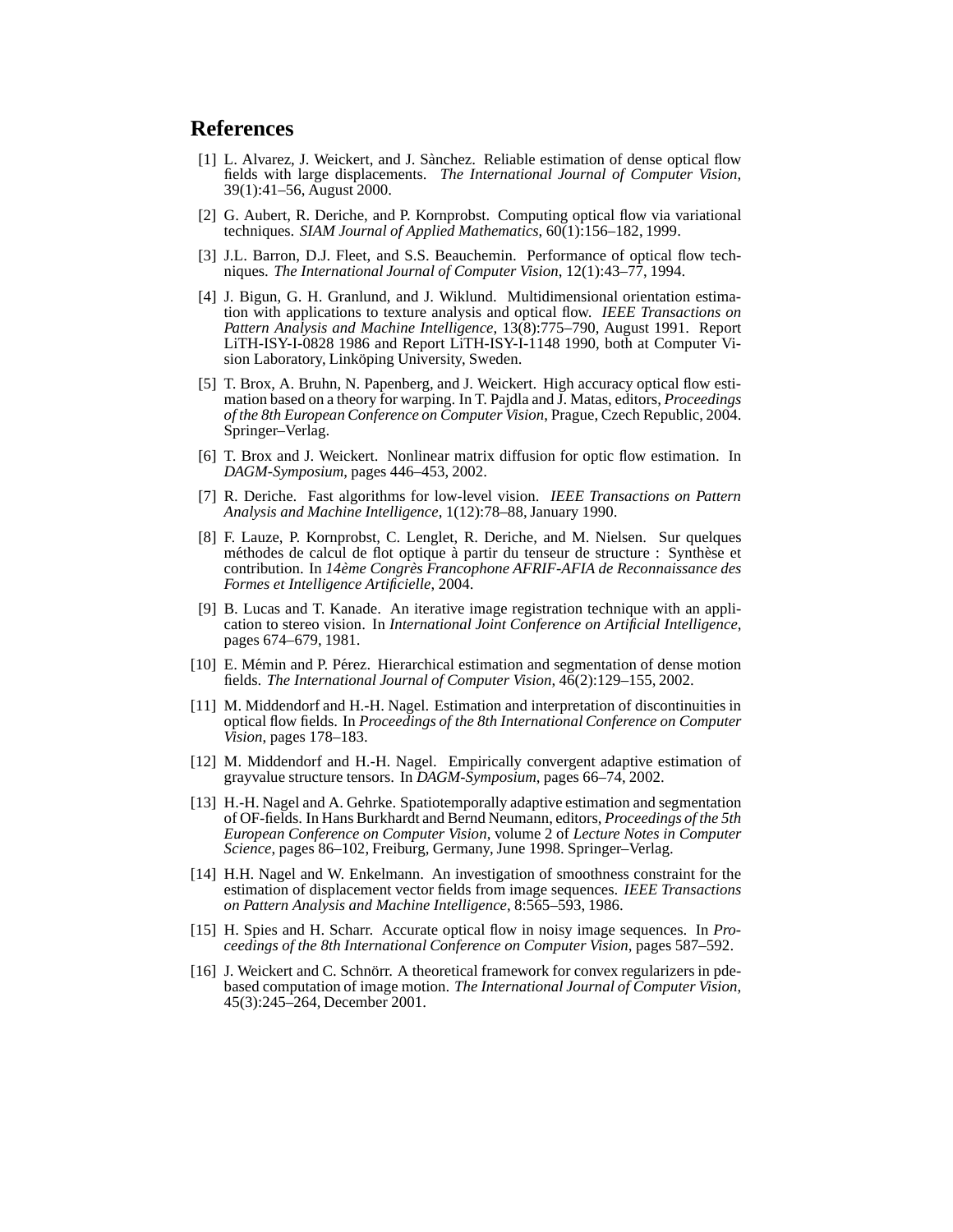## References

[1] L. Alvarez, J. Weickert, and J. Sànchez. Reliable estimation of dense optical flow fields with large displacements. *The International Journal of Computer Vision*, 39(1):41–56, August 2000.

[2] G. Aubert, R. Deriche, and P. Kornprobst. Computing optical flow via variational techniques. *SIAM Journal of Applied Mathematics*, 60(1):156–182, 1999.

[3] J.L. Barron, D.J. Fleet, and S.S. Beauchemin. Performance of optical flow techniques. *The International Journal of Computer Vision*, 12(1):43–77, 1994.

[4] J. Bigun, G. H. Granlund, and J. Wiklund. Multidimensional orientation estimation with applications to texture analysis and optical flow. *IEEE Transactions on Pattern Analysis and Machine Intelligence*, 13(8):775–790, August 1991. Report LiTH-ISY-I-0828 1986 and Report LiTH-ISY-I-1148 1990, both at Computer Vision Laboratory, Linköping University, Sweden.

[5] T. Brox, A. Bruhn, N. Papenberg, and J. Weickert. High accuracy optical flow estimation based on a theory for warping. In T. Pajdla and J. Matas, editors, *Proceedings of the 8th European Conference on Computer Vision*, Prague, Czech Republic, 2004. Springer–Verlag.

[6] T. Brox and J. Weickert. Nonlinear matrix diffusion for optic flow estimation. In *DAGM-Symposium*, pages 446–453, 2002.

[7] R. Deriche. Fast algorithms for low-level vision. *IEEE Transactions on Pattern Analysis and Machine Intelligence*, 1(12):78–88, January 1990.

[8] F. Lauze, P. Kornprobst, C. Lenglet, R. Deriche, and M. Nielsen. Sur quelques méthodes de calcul de flot optique à partir du tenseur de structure : Synthèse et contribution. In *14ème Congrès Francophone AFRIF-AFIA de Reconnaissance des Formes et Intelligence Artificielle*, 2004.

[9] B. Lucas and T. Kanade. An iterative image registration technique with an application to stereo vision. In *International Joint Conference on Artificial Intelligence*, pages 674–679, 1981.

[10] E. Mémin and P. Pérez. Hierarchical estimation and segmentation of dense motion fields. *The International Journal of Computer Vision*, 46(2):129–155, 2002.

[11] M. Middendorf and H.-H. Nagel. Estimation and interpretation of discontinuities in optical flow fields. In *Proceedings of the 8th International Conference on Computer Vision*, pages 178–183.

[12] M. Middendorf and H.-H. Nagel. Empirically convergent adaptive estimation of grayvalue structure tensors. In *DAGM-Symposium*, pages 66–74, 2002.

[13] H.-H. Nagel and A. Gehrke. Spatiotemporally adaptive estimation and segmentation of OF-fields. In Hans Burkhardt and Bernd Neumann, editors, *Proceedings of the 5th European Conference on Computer Vision*, volume 2 of *Lecture Notes in Computer Science*, pages 86–102, Freiburg, Germany, June 1998. Springer–Verlag.

[14] H.H. Nagel and W. Enkelmann. An investigation of smoothness constraint for the estimation of displacement vector fields from image sequences. *IEEE Transactions on Pattern Analysis and Machine Intelligence*, 8:565–593, 1986.

[15] H. Spies and H. Scharr. Accurate optical flow in noisy image sequences. In *Proceedings of the 8th International Conference on Computer Vision*, pages 587–592.

[16] J. Weickert and C. Schnörr. A theoretical framework for convex regularizers in pde-based computation of image motion. *The International Journal of Computer Vision*, 45(3):245–264, December 2001.